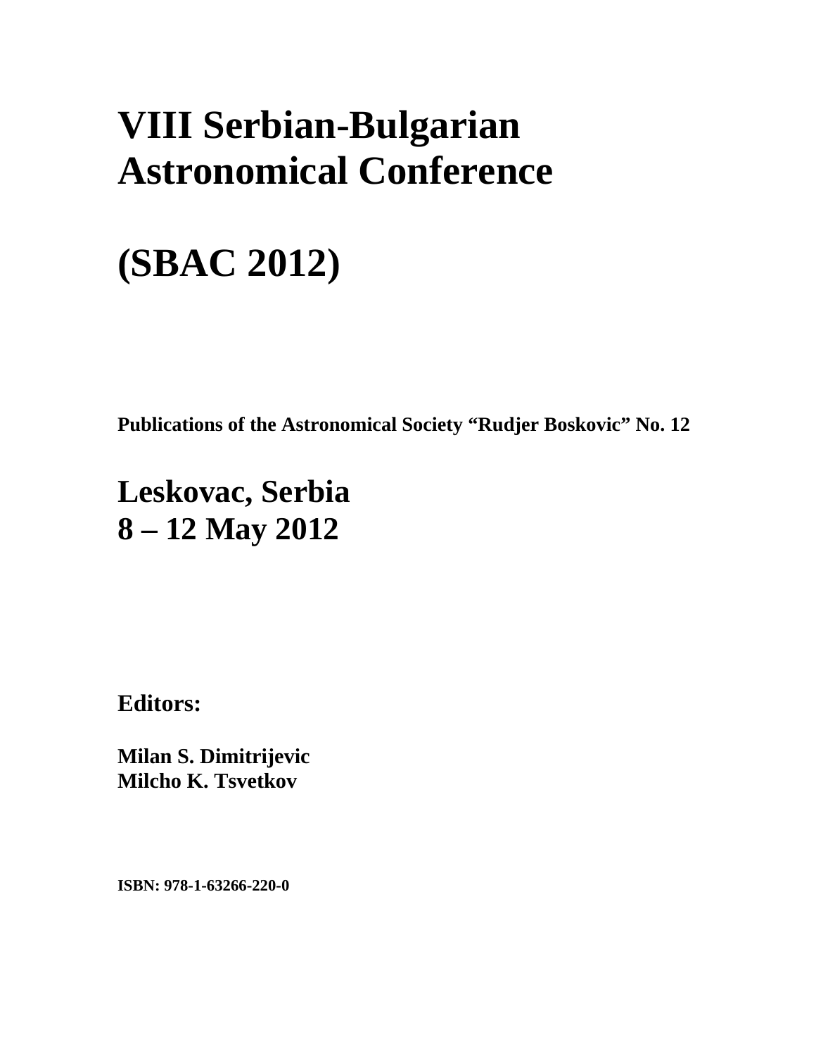# VIII Serbian-Bulgarian Astronomical Conference

# (SBAC 2012)

**Publications of the Astronomical Society "Rudjer Boskovic" No. 12**

## Leskovac, Serbia
## 8 – 12 May 2012

**Editors:**

**Milan S. Dimitrijevic**
**Milcho K. Tsvetkov**

**ISBN: 978-1-63266-220-0**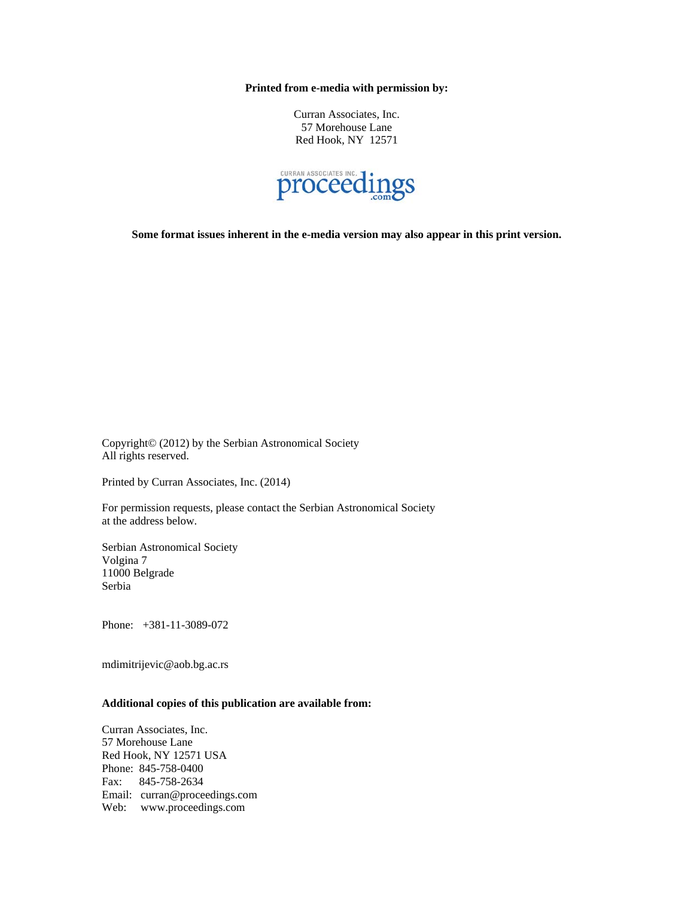**Printed from e-media with permission by:**

Curran Associates, Inc.
57 Morehouse Lane
Red Hook, NY 12571

CURRAN ASSOCIATES INC. proceedings .com

**Some format issues inherent in the e-media version may also appear in this print version.**

Copyright© (2012) by the Serbian Astronomical Society
All rights reserved.

Printed by Curran Associates, Inc. (2014)

For permission requests, please contact the Serbian Astronomical Society at the address below.

Serbian Astronomical Society
Volgina 7
11000 Belgrade
Serbia

Phone: +381-11-3089-072

mdimitrijevic@aob.bg.ac.rs

**Additional copies of this publication are available from:**

Curran Associates, Inc.
57 Morehouse Lane
Red Hook, NY 12571 USA
Phone: 845-758-0400
Fax: 845-758-2634
Email: curran@proceedings.com
Web: www.proceedings.com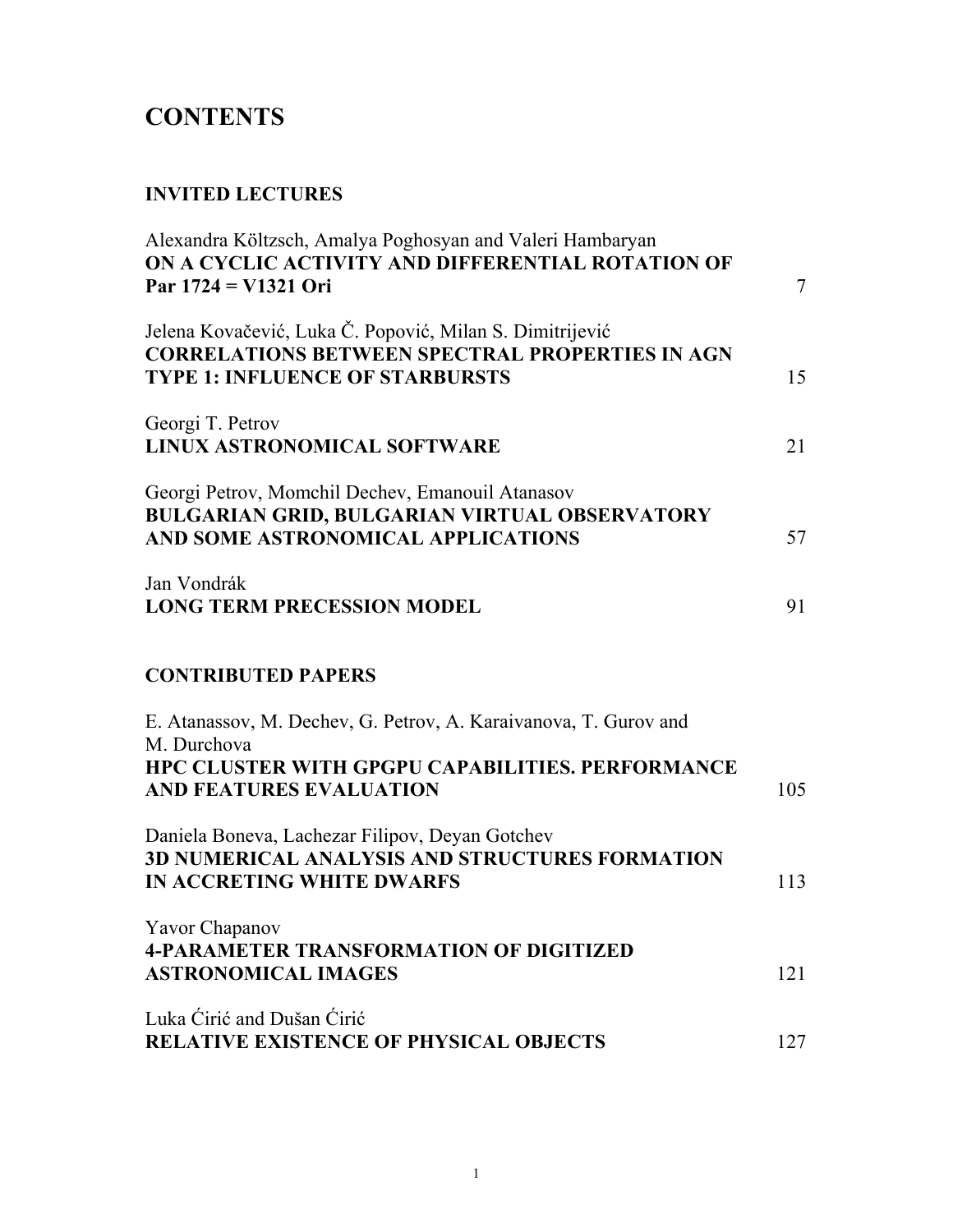# CONTENTS

## INVITED LECTURES

Alexandra Költzsch, Amalya Poghosyan and Valeri Hambaryan
**ON A CYCLIC ACTIVITY AND DIFFERENTIAL ROTATION OF Par 1724 = V1321 Ori** — 7

Jelena Kovačević, Luka Č. Popović, Milan S. Dimitrijević
**CORRELATIONS BETWEEN SPECTRAL PROPERTIES IN AGN TYPE 1: INFLUENCE OF STARBURSTS** — 15

Georgi T. Petrov
**LINUX ASTRONOMICAL SOFTWARE** — 21

Georgi Petrov, Momchil Dechev, Emanouil Atanasov
**BULGARIAN GRID, BULGARIAN VIRTUAL OBSERVATORY AND SOME ASTRONOMICAL APPLICATIONS** — 57

Jan Vondrák
**LONG TERM PRECESSION MODEL** — 91

## CONTRIBUTED PAPERS

E. Atanassov, M. Dechev, G. Petrov, A. Karaivanova, T. Gurov and M. Durchova
**HPC CLUSTER WITH GPGPU CAPABILITIES. PERFORMANCE AND FEATURES EVALUATION** — 105

Daniela Boneva, Lachezar Filipov, Deyan Gotchev
**3D NUMERICAL ANALYSIS AND STRUCTURES FORMATION IN ACCRETING WHITE DWARFS** — 113

Yavor Chapanov
**4-PARAMETER TRANSFORMATION OF DIGITIZED ASTRONOMICAL IMAGES** — 121

Luka Ćirić and Dušan Ćirić
**RELATIVE EXISTENCE OF PHYSICAL OBJECTS** — 127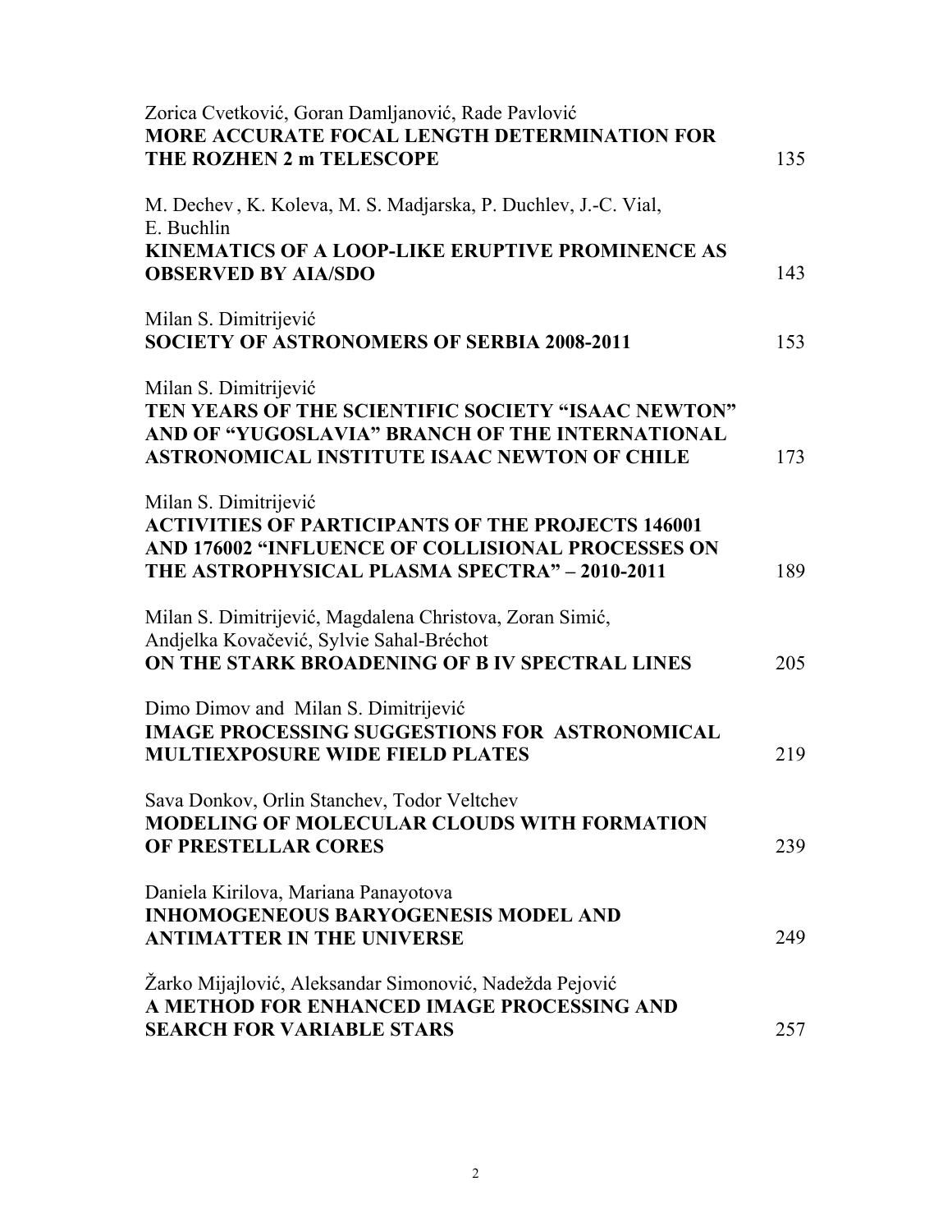Zorica Cvetković, Goran Damljanović, Rade Pavlović
**MORE ACCURATE FOCAL LENGTH DETERMINATION FOR THE ROZHEN 2 m TELESCOPE** 135

M. Dechev , K. Koleva, M. S. Madjarska, P. Duchlev, J.-C. Vial, E. Buchlin
**KINEMATICS OF A LOOP-LIKE ERUPTIVE PROMINENCE AS OBSERVED BY AIA/SDO** 143

Milan S. Dimitrijević
**SOCIETY OF ASTRONOMERS OF SERBIA 2008-2011** 153

Milan S. Dimitrijević
**TEN YEARS OF THE SCIENTIFIC SOCIETY "ISAAC NEWTON" AND OF "YUGOSLAVIA" BRANCH OF THE INTERNATIONAL ASTRONOMICAL INSTITUTE ISAAC NEWTON OF CHILE** 173

Milan S. Dimitrijević
**ACTIVITIES OF PARTICIPANTS OF THE PROJECTS 146001 AND 176002 "INFLUENCE OF COLLISIONAL PROCESSES ON THE ASTROPHYSICAL PLASMA SPECTRA" – 2010-2011** 189

Milan S. Dimitrijević, Magdalena Christova, Zoran Simić, Andjelka Kovačević, Sylvie Sahal-Bréchot
**ON THE STARK BROADENING OF B IV SPECTRAL LINES** 205

Dimo Dimov and Milan S. Dimitrijević
**IMAGE PROCESSING SUGGESTIONS FOR ASTRONOMICAL MULTIEXPOSURE WIDE FIELD PLATES** 219

Sava Donkov, Orlin Stanchev, Todor Veltchev
**MODELING OF MOLECULAR CLOUDS WITH FORMATION OF PRESTELLAR CORES** 239

Daniela Kirilova, Mariana Panayotova
**INHOMOGENEOUS BARYOGENESIS MODEL AND ANTIMATTER IN THE UNIVERSE** 249

Žarko Mijajlović, Aleksandar Simonović, Nadežda Pejović
**A METHOD FOR ENHANCED IMAGE PROCESSING AND SEARCH FOR VARIABLE STARS** 257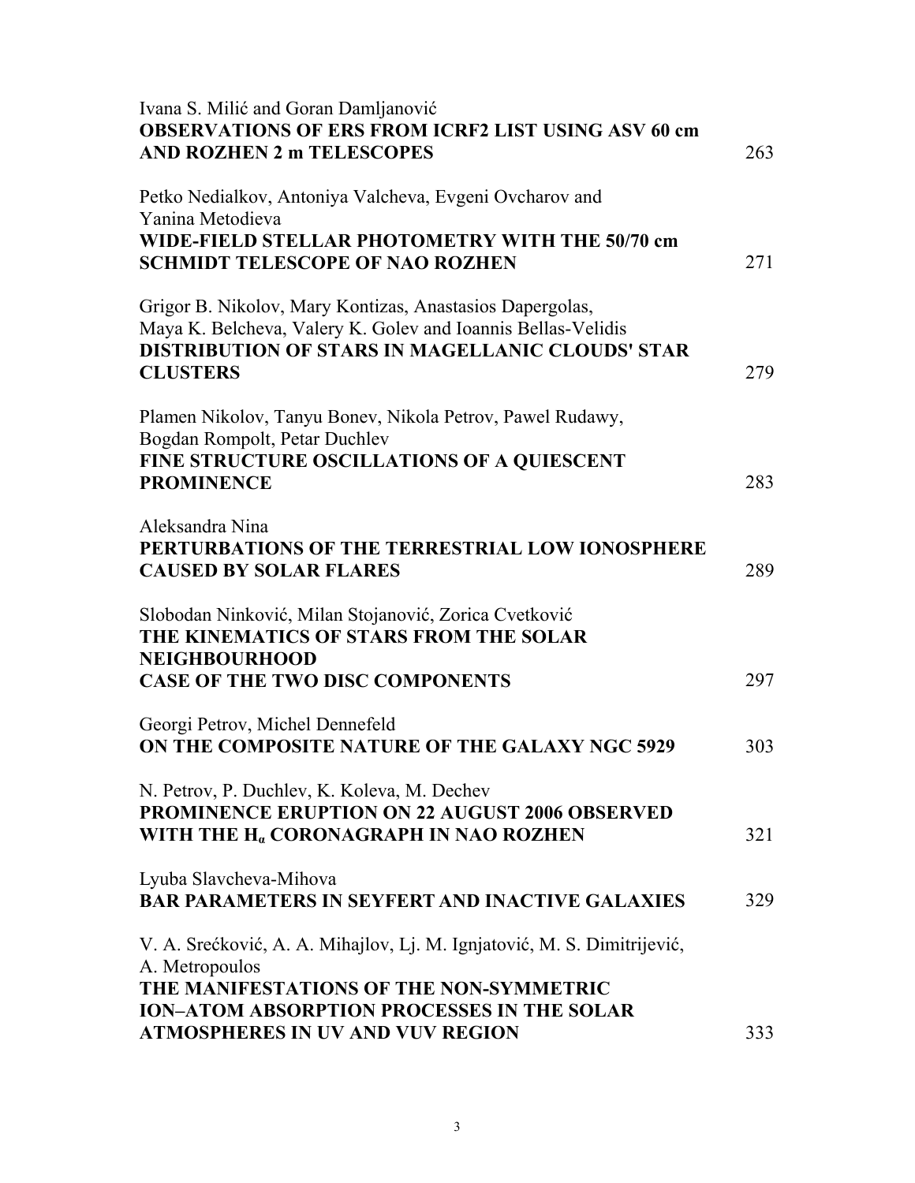Ivana S. Milić and Goran Damljanović
**OBSERVATIONS OF ERS FROM ICRF2 LIST USING ASV 60 cm AND ROZHEN 2 m TELESCOPES** 263

Petko Nedialkov, Antoniya Valcheva, Evgeni Ovcharov and Yanina Metodieva
**WIDE-FIELD STELLAR PHOTOMETRY WITH THE 50/70 cm SCHMIDT TELESCOPE OF NAO ROZHEN** 271

Grigor B. Nikolov, Mary Kontizas, Anastasios Dapergolas, Maya K. Belcheva, Valery K. Golev and Ioannis Bellas-Velidis
**DISTRIBUTION OF STARS IN MAGELLANIC CLOUDS' STAR CLUSTERS** 279

Plamen Nikolov, Tanyu Bonev, Nikola Petrov, Pawel Rudawy, Bogdan Rompolt, Petar Duchlev
**FINE STRUCTURE OSCILLATIONS OF A QUIESCENT PROMINENCE** 283

Aleksandra Nina
**PERTURBATIONS OF THE TERRESTRIAL LOW IONOSPHERE CAUSED BY SOLAR FLARES** 289

Slobodan Ninković, Milan Stojanović, Zorica Cvetković
**THE KINEMATICS OF STARS FROM THE SOLAR NEIGHBOURHOOD CASE OF THE TWO DISC COMPONENTS** 297

Georgi Petrov, Michel Dennefeld
**ON THE COMPOSITE NATURE OF THE GALAXY NGC 5929** 303

N. Petrov, P. Duchlev, K. Koleva, M. Dechev
**PROMINENCE ERUPTION ON 22 AUGUST 2006 OBSERVED WITH THE $H_\alpha$ CORONAGRAPH IN NAO ROZHEN** 321

Lyuba Slavcheva-Mihova
**BAR PARAMETERS IN SEYFERT AND INACTIVE GALAXIES** 329

V. A. Srećković, A. A. Mihajlov, Lj. M. Ignjatović, M. S. Dimitrijević, A. Metropoulos
**THE MANIFESTATIONS OF THE NON-SYMMETRIC ION–ATOM ABSORPTION PROCESSES IN THE SOLAR ATMOSPHERES IN UV AND VUV REGION** 333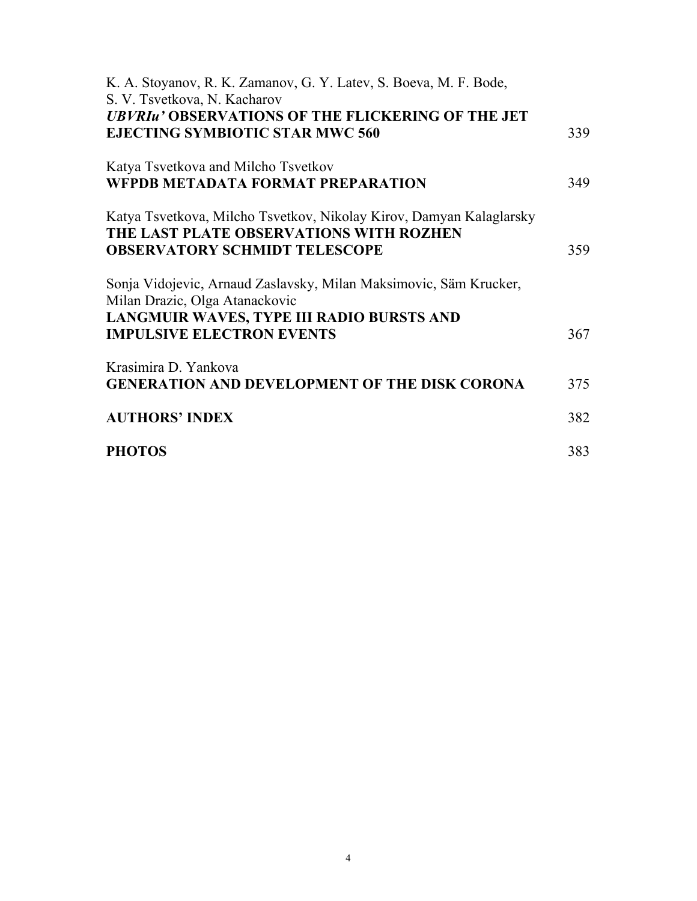K. A. Stoyanov, R. K. Zamanov, G. Y. Latev, S. Boeva, M. F. Bode, S. V. Tsvetkova, N. Kacharov
***UBVRIu'* OBSERVATIONS OF THE FLICKERING OF THE JET EJECTING SYMBIOTIC STAR MWC 560** 339

Katya Tsvetkova and Milcho Tsvetkov
**WFPDB METADATA FORMAT PREPARATION** 349

Katya Tsvetkova, Milcho Tsvetkov, Nikolay Kirov, Damyan Kalaglarsky
**THE LAST PLATE OBSERVATIONS WITH ROZHEN OBSERVATORY SCHMIDT TELESCOPE** 359

Sonja Vidojevic, Arnaud Zaslavsky, Milan Maksimovic, Säm Krucker, Milan Drazic, Olga Atanackovic
**LANGMUIR WAVES, TYPE III RADIO BURSTS AND IMPULSIVE ELECTRON EVENTS** 367

Krasimira D. Yankova
**GENERATION AND DEVELOPMENT OF THE DISK CORONA** 375

**AUTHORS' INDEX** 382

**PHOTOS** 383